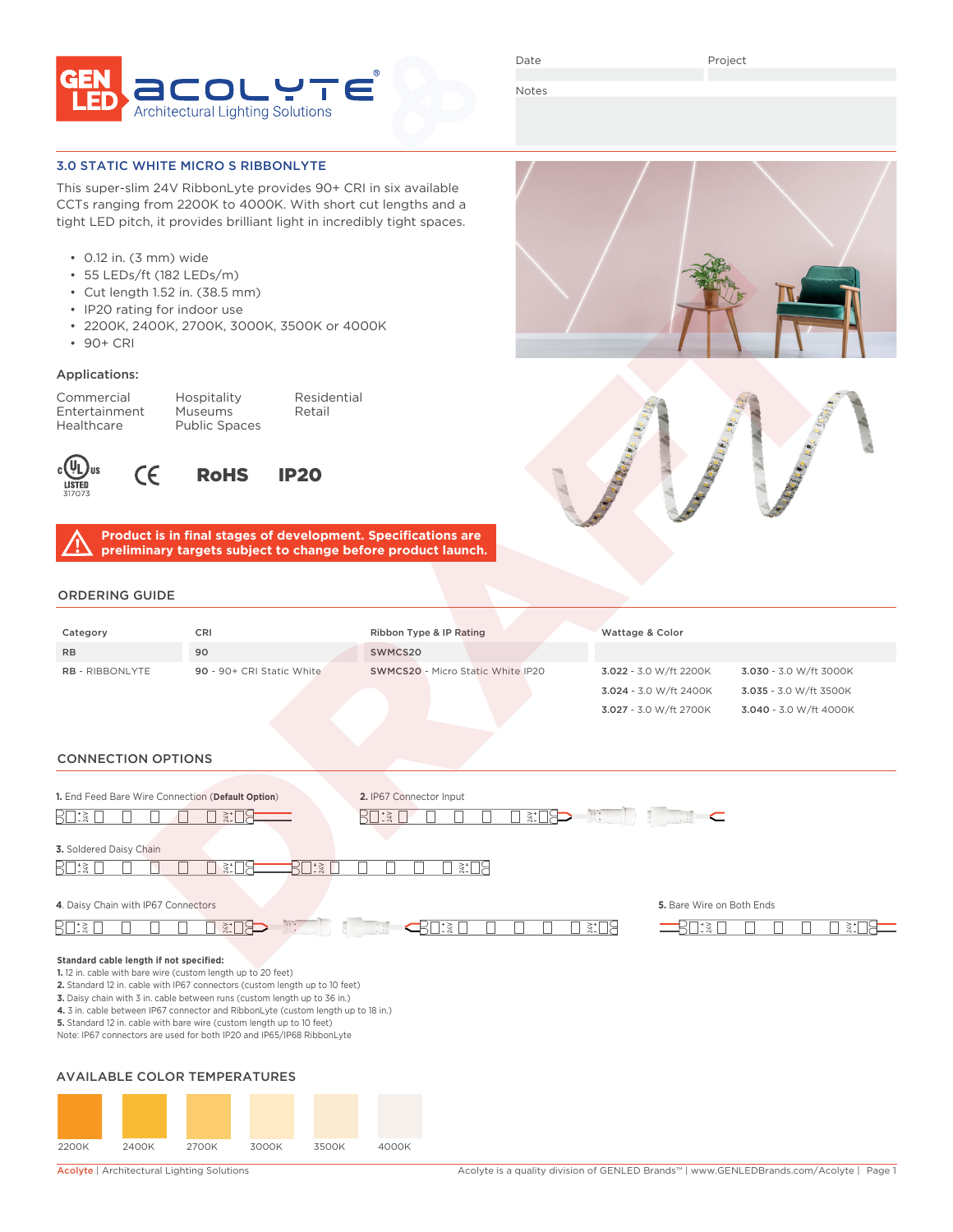Date | Project

Notes

## 3.0 STATIC WHITE MICRO S RIBBONLYTE

This super-slim 24V RibbonLyte provides 90+ CRI in six available CCTs ranging from 2200K to 4000K. With short cut lengths and a tight LED pitch, it provides brilliant light in incredibly tight spaces.

- 0.12 in. (3 mm) wide
- 55 LEDs/ft (182 LEDs/m)
- Cut length 1.52 in. (38.5 mm)
- IP20 rating for indoor use
- 2200K, 2400K, 2700K, 3000K, 3500K or 4000K
- 90+ CRI

### Applications:

Commercial
Entertainment
Healthcare
Hospitality
Museums
Public Spaces
Residential
Retail

cULus LISTED 317073 | CE | RoHS | IP20

**Product is in final stages of development. Specifications are preliminary targets subject to change before product launch.**

## ORDERING GUIDE

| Category | CRI | Ribbon Type & IP Rating | Wattage & Color | |
|---|---|---|---|---|
| RB | 90 | SWMCS20 | | |
| **RB** - RIBBONLYTE | **90** - 90+ CRI Static White | **SWMCS20** - Micro Static White IP20 | **3.022** - 3.0 W/ft 2200K | **3.030** - 3.0 W/ft 3000K |
| | | | **3.024** - 3.0 W/ft 2400K | **3.035** - 3.0 W/ft 3500K |
| | | | **3.027** - 3.0 W/ft 2700K | **3.040** - 3.0 W/ft 4000K |

## CONNECTION OPTIONS

**1.** End Feed Bare Wire Connection (**Default Option**)

**2.** IP67 Connector Input

**3.** Soldered Daisy Chain

**4.** Daisy Chain with IP67 Connectors

**5.** Bare Wire on Both Ends

**Standard cable length if not specified:**
**1.** 12 in. cable with bare wire (custom length up to 20 feet)
**2.** Standard 12 in. cable with IP67 connectors (custom length up to 10 feet)
**3.** Daisy chain with 3 in. cable between runs (custom length up to 36 in.)
**4.** 3 in. cable between IP67 connector and RibbonLyte (custom length up to 18 in.)
**5.** Standard 12 in. cable with bare wire (custom length up to 10 feet)
Note: IP67 connectors are used for both IP20 and IP65/IP68 RibbonLyte

## AVAILABLE COLOR TEMPERATURES

2200K | 2400K | 2700K | 3000K | 3500K | 4000K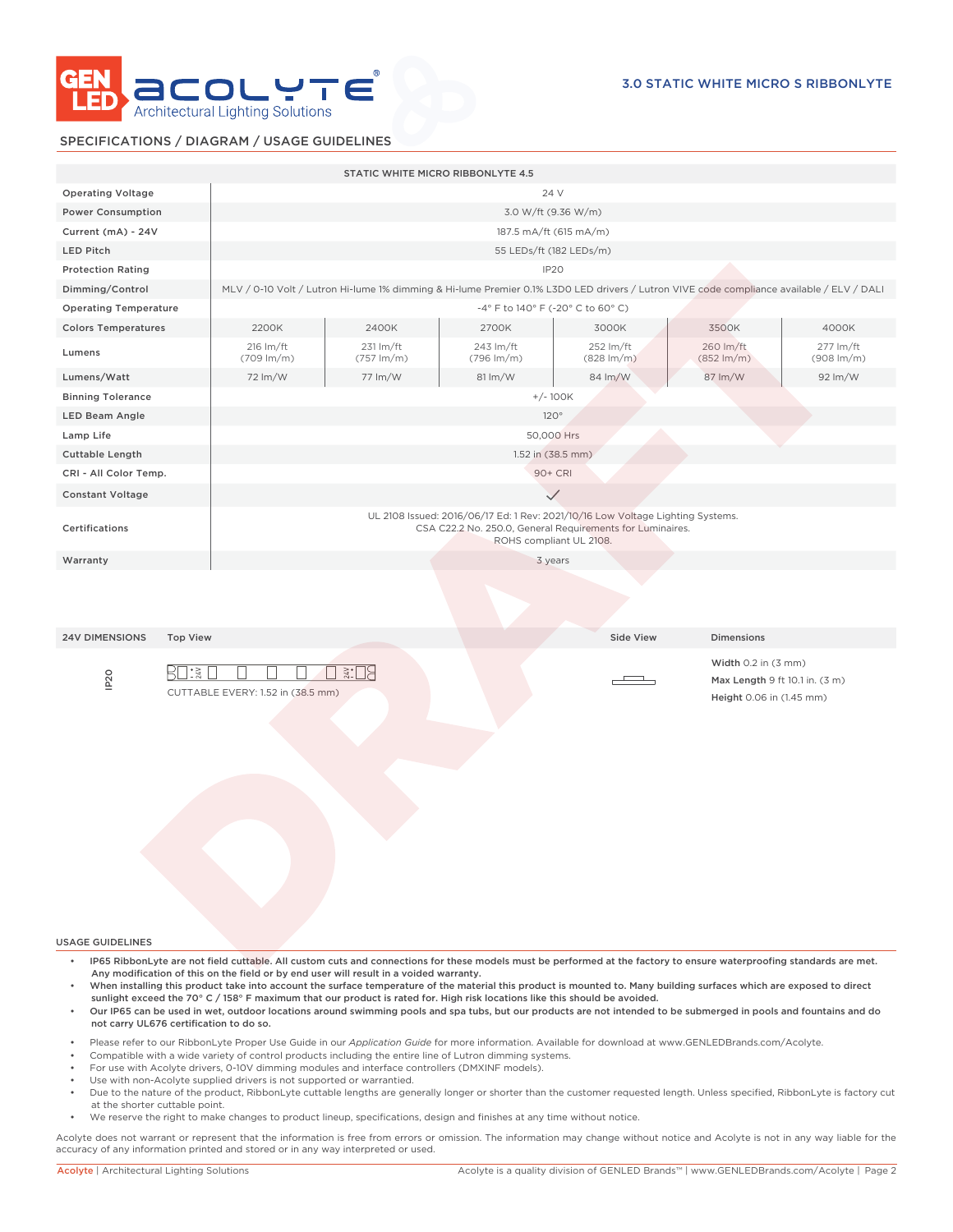# 3.0 STATIC WHITE MICRO S RIBBONLYTE

## SPECIFICATIONS / DIAGRAM / USAGE GUIDELINES

| STATIC WHITE MICRO RIBBONLYTE 4.5 | | | | | | |
|---|---|---|---|---|---|---|
| Operating Voltage | 24 V | | | | | |
| Power Consumption | 3.0 W/ft (9.36 W/m) | | | | | |
| Current (mA) - 24V | 187.5 mA/ft (615 mA/m) | | | | | |
| LED Pitch | 55 LEDs/ft (182 LEDs/m) | | | | | |
| Protection Rating | IP20 | | | | | |
| Dimming/Control | MLV / 0-10 Volt / Lutron Hi-lume 1% dimming & Hi-lume Premier 0.1% L3D0 LED drivers / Lutron VIVE code compliance available / ELV / DALI | | | | | |
| Operating Temperature | -4° F to 140° F (-20° C to 60° C) | | | | | |
| Colors Temperatures | 2200K | 2400K | 2700K | 3000K | 3500K | 4000K |
| Lumens | 216 lm/ft (709 lm/m) | 231 lm/ft (757 lm/m) | 243 lm/ft (796 lm/m) | 252 lm/ft (828 lm/m) | 260 lm/ft (852 lm/m) | 277 lm/ft (908 lm/m) |
| Lumens/Watt | 72 lm/W | 77 lm/W | 81 lm/W | 84 lm/W | 87 lm/W | 92 lm/W |
| Binning Tolerance | +/- 100K | | | | | |
| LED Beam Angle | 120° | | | | | |
| Lamp Life | 50,000 Hrs | | | | | |
| Cuttable Length | 1.52 in (38.5 mm) | | | | | |
| CRI - All Color Temp. | 90+ CRI | | | | | |
| Constant Voltage | ✓ | | | | | |
| Certifications | UL 2108 Issued: 2016/06/17 Ed: 1 Rev: 2021/10/16 Low Voltage Lighting Systems. CSA C22.2 No. 250.0, General Requirements for Luminaires. ROHS compliant UL 2108. | | | | | |
| Warranty | 3 years | | | | | |

| 24V DIMENSIONS | Top View | Side View | Dimensions |
|---|---|---|---|
| IP20 | CUTTABLE EVERY: 1.52 in (38.5 mm) | | **Width** 0.2 in (3 mm)<br>**Max Length** 9 ft 10.1 in. (3 m)<br>**Height** 0.06 in (1.45 mm) |

### USAGE GUIDELINES

- **IP65 RibbonLyte are not field cuttable. All custom cuts and connections for these models must be performed at the factory to ensure waterproofing standards are met. Any modification of this on the field or by end user will result in a voided warranty.**
- **When installing this product take into account the surface temperature of the material this product is mounted to. Many building surfaces which are exposed to direct sunlight exceed the 70° C / 158° F maximum that our product is rated for. High risk locations like this should be avoided.**
- **Our IP65 can be used in wet, outdoor locations around swimming pools and spa tubs, but our products are not intended to be submerged in pools and fountains and do not carry UL676 certification to do so.**

- Please refer to our RibbonLyte Proper Use Guide in our *Application Guide* for more information. Available for download at www.GENLEDBrands.com/Acolyte.
- Compatible with a wide variety of control products including the entire line of Lutron dimming systems.
- For use with Acolyte drivers, 0-10V dimming modules and interface controllers (DMXINF models).
- Use with non-Acolyte supplied drivers is not supported or warrantied.
- Due to the nature of the product, RibbonLyte cuttable lengths are generally longer or shorter than the customer requested length. Unless specified, RibbonLyte is factory cut at the shorter cuttable point.
- We reserve the right to make changes to product lineup, specifications, design and finishes at any time without notice.

Acolyte does not warrant or represent that the information is free from errors or omission. The information may change without notice and Acolyte is not in any way liable for the accuracy of any information printed and stored or in any way interpreted or used.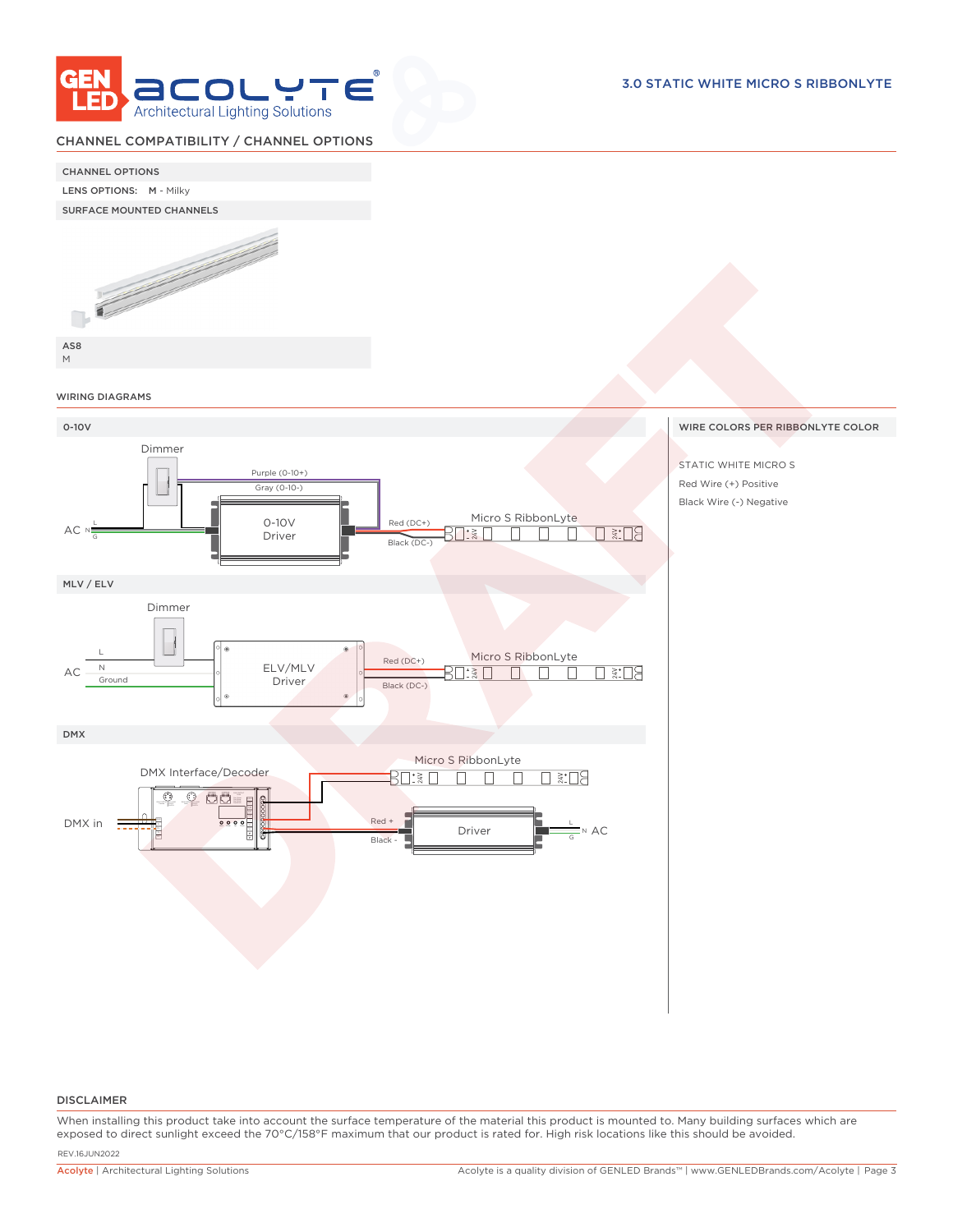3.0 STATIC WHITE MICRO S RIBBONLYTE

## CHANNEL COMPATIBILITY / CHANNEL OPTIONS

CHANNEL OPTIONS

LENS OPTIONS: **M** - Milky

SURFACE MOUNTED CHANNELS

AS8
M

## WIRING DIAGRAMS

### 0-10V

Dimmer

Purple (0-10+)

Gray (0-10-)

AC L N G

0-10V Driver

Red (DC+)

Black (DC-)

Micro S RibbonLyte

### MLV / ELV

Dimmer

AC L N Ground

ELV/MLV Driver

Red (DC+)

Black (DC-)

Micro S RibbonLyte

### DMX

DMX Interface/Decoder

DMX in

Micro S RibbonLyte

Red +

Black -

Driver

L N G AC

### WIRE COLORS PER RIBBONLYTE COLOR

STATIC WHITE MICRO S

Red Wire (+) Positive

Black Wire (-) Negative

## DISCLAIMER

When installing this product take into account the surface temperature of the material this product is mounted to. Many building surfaces which are exposed to direct sunlight exceed the 70°C/158°F maximum that our product is rated for. High risk locations like this should be avoided.

REV.16JUN2022